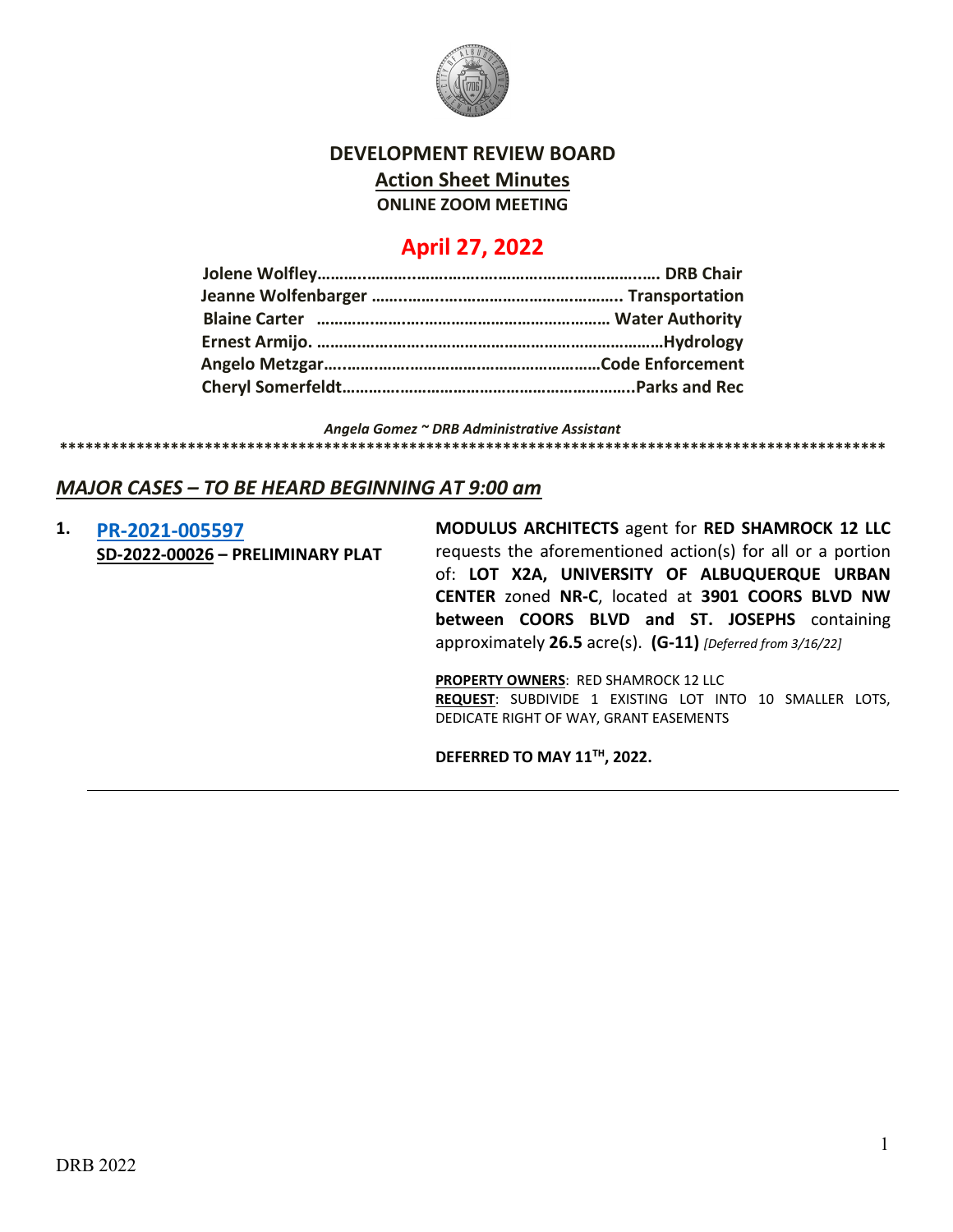# DEVELOPMENT REVIEW BOARD

## Action Sheet Minutes

**ONLINE ZOOM MEETING**

## April 27, 2022

**Jolene Wolfley………………………………………………………………. DRB Chair**
**Jeanne Wolfenbarger ……………………………………………….. Transportation**
**Blaine Carter ………………………………………………………… Water Authority**
**Ernest Armijo. ……………………………………………………………………Hydrology**
**Angelo Metzgar……………………………………………………Code Enforcement**
**Cheryl Somerfeldt……………………………………………………………..Parks and Rec**

*Angela Gomez ~ DRB Administrative Assistant*

**\*\*\*\*\*\*\*\*\*\*\*\*\*\*\*\*\*\*\*\*\*\*\*\*\*\*\*\*\*\*\*\*\*\*\*\*\*\*\*\*\*\*\*\*\*\*\*\*\*\*\*\*\*\*\*\*\*\*\*\*\*\*\*\*\*\*\*\*\*\*\*\*\*\*\*\*\*\*\*\*\*\*\*\*\*\*\*\*\*\*\*\*\*\*\*\*\*\*\*\***

### *MAJOR CASES – TO BE HEARD BEGINNING AT 9:00 am*

**1. PR-2021-005597**
**SD-2022-00026 – PRELIMINARY PLAT**

**MODULUS ARCHITECTS** agent for **RED SHAMROCK 12 LLC** requests the aforementioned action(s) for all or a portion of: **LOT X2A, UNIVERSITY OF ALBUQUERQUE URBAN CENTER** zoned **NR-C**, located at **3901 COORS BLVD NW between COORS BLVD and ST. JOSEPHS** containing approximately **26.5** acre(s). **(G-11)** *[Deferred from 3/16/22]*

**PROPERTY OWNERS**: RED SHAMROCK 12 LLC
**REQUEST**: SUBDIVIDE 1 EXISTING LOT INTO 10 SMALLER LOTS, DEDICATE RIGHT OF WAY, GRANT EASEMENTS

**DEFERRED TO MAY 11TH, 2022.**

---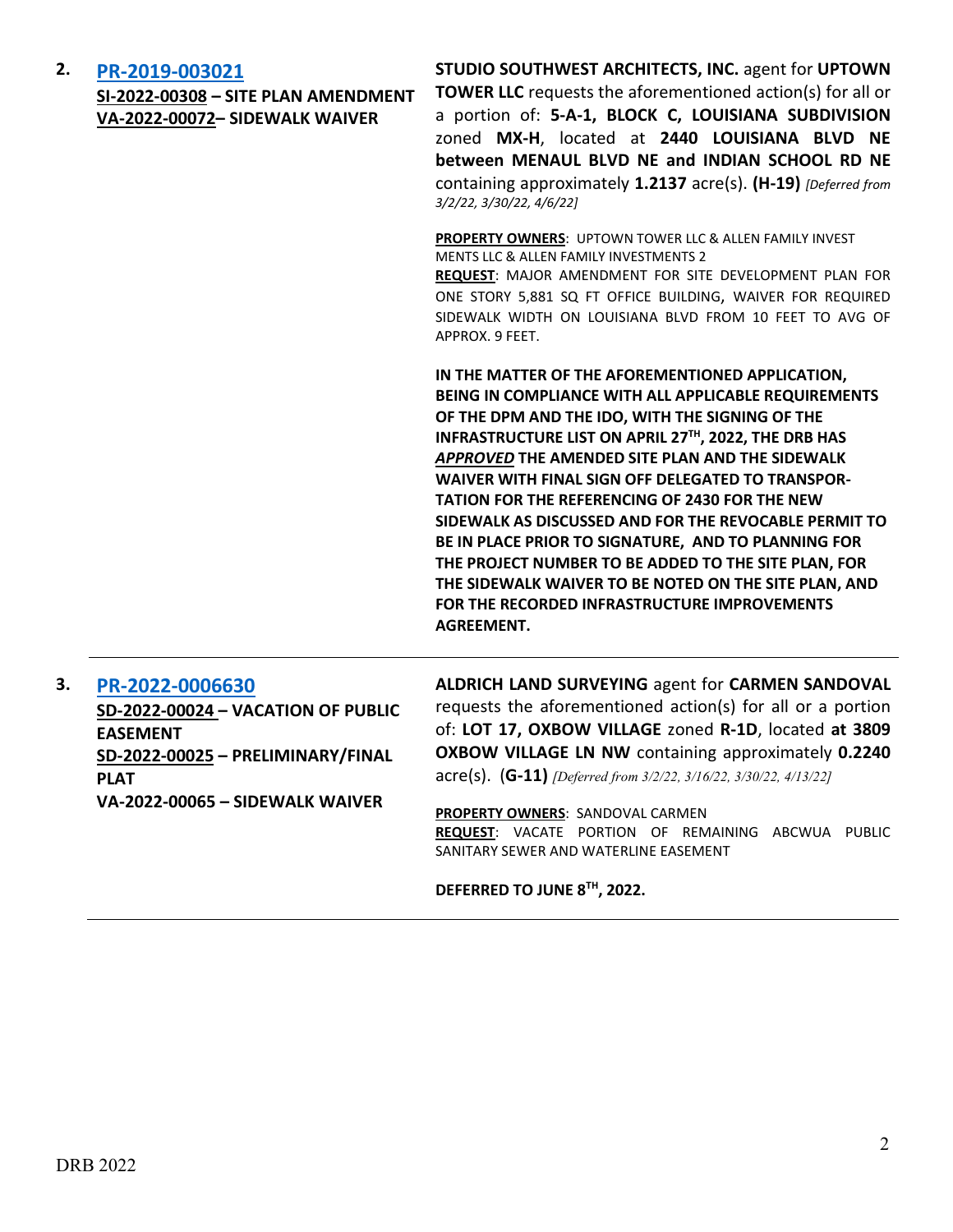**2.** **PR-2019-003021**

**SI-2022-00308 – SITE PLAN AMENDMENT**
**VA-2022-00072– SIDEWALK WAIVER**

**STUDIO SOUTHWEST ARCHITECTS, INC.** agent for **UPTOWN TOWER LLC** requests the aforementioned action(s) for all or a portion of: **5-A-1, BLOCK C, LOUISIANA SUBDIVISION** zoned **MX-H**, located at **2440 LOUISIANA BLVD NE between MENAUL BLVD NE and INDIAN SCHOOL RD NE** containing approximately **1.2137** acre(s). **(H-19)** *[Deferred from 3/2/22, 3/30/22, 4/6/22]*

**PROPERTY OWNERS**: UPTOWN TOWER LLC & ALLEN FAMILY INVEST MENTS LLC & ALLEN FAMILY INVESTMENTS 2
**REQUEST**: MAJOR AMENDMENT FOR SITE DEVELOPMENT PLAN FOR ONE STORY 5,881 SQ FT OFFICE BUILDING, WAIVER FOR REQUIRED SIDEWALK WIDTH ON LOUISIANA BLVD FROM 10 FEET TO AVG OF APPROX. 9 FEET.

**IN THE MATTER OF THE AFOREMENTIONED APPLICATION, BEING IN COMPLIANCE WITH ALL APPLICABLE REQUIREMENTS OF THE DPM AND THE IDO, WITH THE SIGNING OF THE INFRASTRUCTURE LIST ON APRIL 27TH, 2022, THE DRB HAS *APPROVED* THE AMENDED SITE PLAN AND THE SIDEWALK WAIVER WITH FINAL SIGN OFF DELEGATED TO TRANSPORTATION FOR THE REFERENCING OF 2430 FOR THE NEW SIDEWALK AS DISCUSSED AND FOR THE REVOCABLE PERMIT TO BE IN PLACE PRIOR TO SIGNATURE, AND TO PLANNING FOR THE PROJECT NUMBER TO BE ADDED TO THE SITE PLAN, FOR THE SIDEWALK WAIVER TO BE NOTED ON THE SITE PLAN, AND FOR THE RECORDED INFRASTRUCTURE IMPROVEMENTS AGREEMENT.**

---

**3.** **PR-2022-0006630**

**SD-2022-00024 – VACATION OF PUBLIC EASEMENT**
**SD-2022-00025 – PRELIMINARY/FINAL PLAT**
**VA-2022-00065 – SIDEWALK WAIVER**

**ALDRICH LAND SURVEYING** agent for **CARMEN SANDOVAL** requests the aforementioned action(s) for all or a portion of: **LOT 17, OXBOW VILLAGE** zoned **R-1D**, located **at 3809 OXBOW VILLAGE LN NW** containing approximately **0.2240** acre(s). (**G-11)** *[Deferred from 3/2/22, 3/16/22, 3/30/22, 4/13/22]*

**PROPERTY OWNERS**: SANDOVAL CARMEN
**REQUEST**: VACATE PORTION OF REMAINING ABCWUA PUBLIC SANITARY SEWER AND WATERLINE EASEMENT

**DEFERRED TO JUNE 8TH, 2022.**

---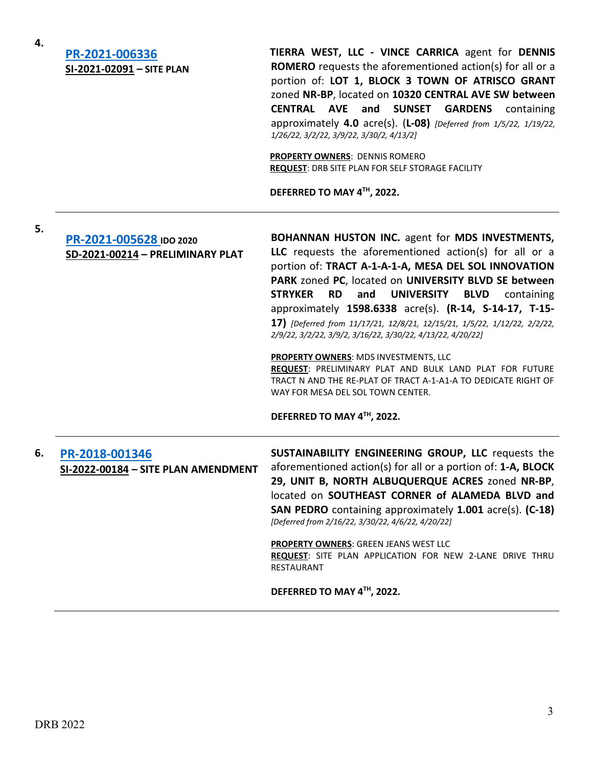**4.** **PR-2021-006336**
**SI-2021-02091 – SITE PLAN**

**TIERRA WEST, LLC - VINCE CARRICA** agent for **DENNIS ROMERO** requests the aforementioned action(s) for all or a portion of: **LOT 1, BLOCK 3 TOWN OF ATRISCO GRANT** zoned **NR-BP**, located on **10320 CENTRAL AVE SW between CENTRAL AVE and SUNSET GARDENS** containing approximately **4.0** acre(s). (**L-08**) *[Deferred from 1/5/22, 1/19/22, 1/26/22, 3/2/22, 3/9/22, 3/30/2, 4/13/2]*

**PROPERTY OWNERS**: DENNIS ROMERO
**REQUEST**: DRB SITE PLAN FOR SELF STORAGE FACILITY

**DEFERRED TO MAY 4TH, 2022.**

---

**5.** **PR-2021-005628** **IDO 2020**
**SD-2021-00214 – PRELIMINARY PLAT**

**BOHANNAN HUSTON INC.** agent for **MDS INVESTMENTS, LLC** requests the aforementioned action(s) for all or a portion of: **TRACT A-1-A-1-A, MESA DEL SOL INNOVATION PARK** zoned **PC**, located on **UNIVERSITY BLVD SE between STRYKER RD and UNIVERSITY BLVD** containing approximately **1598.6338** acre(s). **(R-14, S-14-17, T-15-17)** *[Deferred from 11/17/21, 12/8/21, 12/15/21, 1/5/22, 1/12/22, 2/2/22, 2/9/22, 3/2/22, 3/9/2, 3/16/22, 3/30/22, 4/13/22, 4/20/22]*

**PROPERTY OWNERS**: MDS INVESTMENTS, LLC
**REQUEST**: PRELIMINARY PLAT AND BULK LAND PLAT FOR FUTURE TRACT N AND THE RE-PLAT OF TRACT A-1-A1-A TO DEDICATE RIGHT OF WAY FOR MESA DEL SOL TOWN CENTER.

**DEFERRED TO MAY 4TH, 2022.**

---

**6.** **PR-2018-001346**
**SI-2022-00184 – SITE PLAN AMENDMENT**

**SUSTAINABILITY ENGINEERING GROUP, LLC** requests the aforementioned action(s) for all or a portion of: **1-A, BLOCK 29, UNIT B, NORTH ALBUQUERQUE ACRES** zoned **NR-BP**, located on **SOUTHEAST CORNER of ALAMEDA BLVD and SAN PEDRO** containing approximately **1.001** acre(s). **(C-18)** *[Deferred from 2/16/22, 3/30/22, 4/6/22, 4/20/22]*

**PROPERTY OWNERS**: GREEN JEANS WEST LLC
**REQUEST**: SITE PLAN APPLICATION FOR NEW 2-LANE DRIVE THRU RESTAURANT

**DEFERRED TO MAY 4TH, 2022.**

---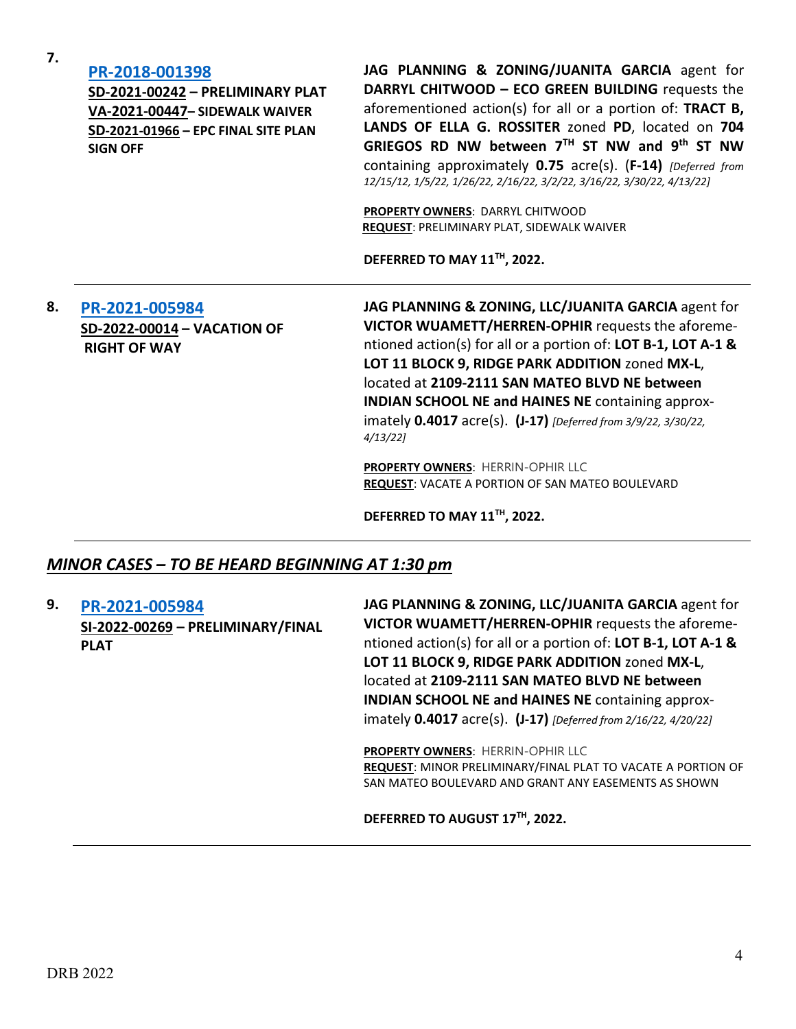**7.** **PR-2018-001398**
**SD-2021-00242 – PRELIMINARY PLAT**
**VA-2021-00447– SIDEWALK WAIVER**
**SD-2021-01966 – EPC FINAL SITE PLAN SIGN OFF**

**JAG PLANNING & ZONING/JUANITA GARCIA** agent for **DARRYL CHITWOOD – ECO GREEN BUILDING** requests the aforementioned action(s) for all or a portion of: **TRACT B, LANDS OF ELLA G. ROSSITER** zoned **PD**, located on **704 GRIEGOS RD NW between 7TH ST NW and 9th ST NW** containing approximately **0.75** acre(s). (**F-14)** *[Deferred from 12/15/12, 1/5/22, 1/26/22, 2/16/22, 3/2/22, 3/16/22, 3/30/22, 4/13/22]*

**PROPERTY OWNERS**: DARRYL CHITWOOD
**REQUEST**: PRELIMINARY PLAT, SIDEWALK WAIVER

**DEFERRED TO MAY 11TH, 2022.**

---

**8.** **PR-2021-005984**
**SD-2022-00014 – VACATION OF RIGHT OF WAY**

**JAG PLANNING & ZONING, LLC/JUANITA GARCIA** agent for **VICTOR WUAMETT/HERREN-OPHIR** requests the aforementioned action(s) for all or a portion of: **LOT B-1, LOT A-1 & LOT 11 BLOCK 9, RIDGE PARK ADDITION** zoned **MX-L**, located at **2109-2111 SAN MATEO BLVD NE between INDIAN SCHOOL NE and HAINES NE** containing approximately **0.4017** acre(s). **(J-17)** *[Deferred from 3/9/22, 3/30/22, 4/13/22]*

**PROPERTY OWNERS**: HERRIN-OPHIR LLC
**REQUEST**: VACATE A PORTION OF SAN MATEO BOULEVARD

**DEFERRED TO MAY 11TH, 2022.**

---

## *MINOR CASES – TO BE HEARD BEGINNING AT 1:30 pm*

**9.** **PR-2021-005984**
**SI-2022-00269 – PRELIMINARY/FINAL PLAT**

**JAG PLANNING & ZONING, LLC/JUANITA GARCIA** agent for **VICTOR WUAMETT/HERREN-OPHIR** requests the aforementioned action(s) for all or a portion of: **LOT B-1, LOT A-1 & LOT 11 BLOCK 9, RIDGE PARK ADDITION** zoned **MX-L**, located at **2109-2111 SAN MATEO BLVD NE between INDIAN SCHOOL NE and HAINES NE** containing approximately **0.4017** acre(s). **(J-17)** *[Deferred from 2/16/22, 4/20/22]*

**PROPERTY OWNERS**: HERRIN-OPHIR LLC
**REQUEST**: MINOR PRELIMINARY/FINAL PLAT TO VACATE A PORTION OF SAN MATEO BOULEVARD AND GRANT ANY EASEMENTS AS SHOWN

**DEFERRED TO AUGUST 17TH, 2022.**

---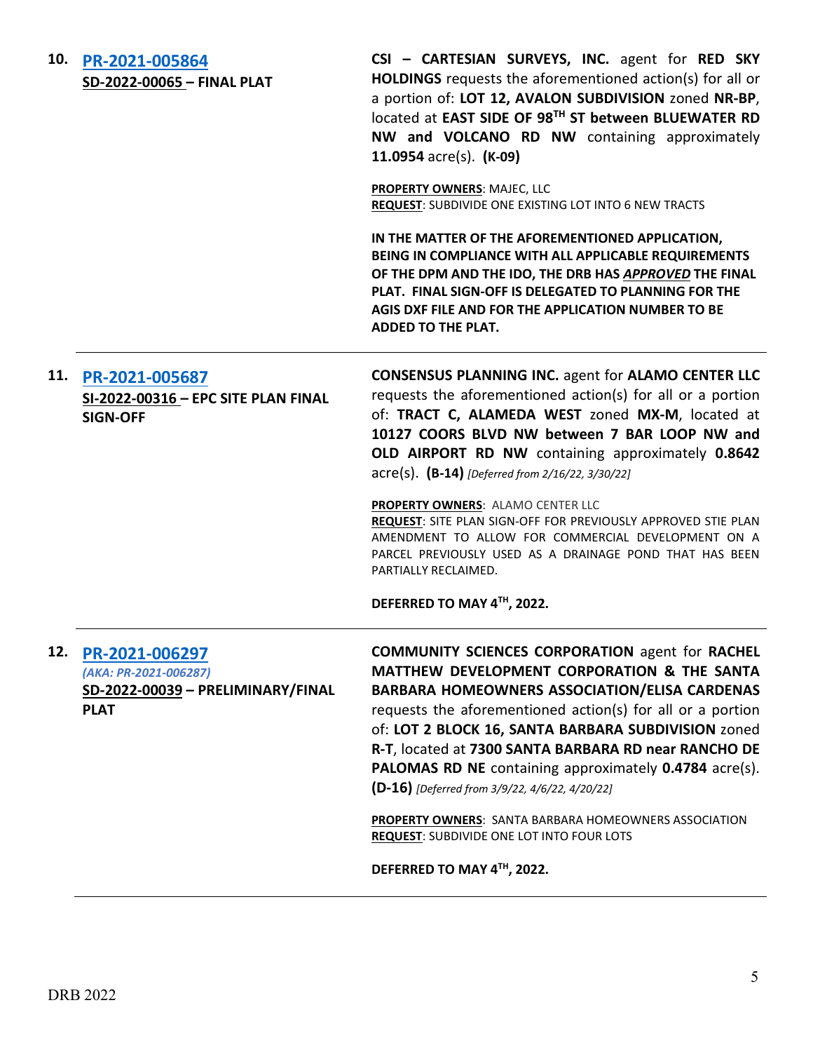**10. [PR-2021-005864](#)**
**SD-2022-00065 – FINAL PLAT**

**CSI – CARTESIAN SURVEYS, INC.** agent for **RED SKY HOLDINGS** requests the aforementioned action(s) for all or a portion of: **LOT 12, AVALON SUBDIVISION** zoned **NR-BP**, located at **EAST SIDE OF 98TH ST between BLUEWATER RD NW and VOLCANO RD NW** containing approximately **11.0954** acre(s). **(K-09)**

**PROPERTY OWNERS**: MAJEC, LLC
**REQUEST**: SUBDIVIDE ONE EXISTING LOT INTO 6 NEW TRACTS

**IN THE MATTER OF THE AFOREMENTIONED APPLICATION, BEING IN COMPLIANCE WITH ALL APPLICABLE REQUIREMENTS OF THE DPM AND THE IDO, THE DRB HAS *APPROVED* THE FINAL PLAT. FINAL SIGN-OFF IS DELEGATED TO PLANNING FOR THE AGIS DXF FILE AND FOR THE APPLICATION NUMBER TO BE ADDED TO THE PLAT.**

---

**11. [PR-2021-005687](#)**
**SI-2022-00316 – EPC SITE PLAN FINAL SIGN-OFF**

**CONSENSUS PLANNING INC.** agent for **ALAMO CENTER LLC** requests the aforementioned action(s) for all or a portion of: **TRACT C, ALAMEDA WEST** zoned **MX-M**, located at **10127 COORS BLVD NW between 7 BAR LOOP NW and OLD AIRPORT RD NW** containing approximately **0.8642** acre(s). **(B-14)** *[Deferred from 2/16/22, 3/30/22]*

**PROPERTY OWNERS**: ALAMO CENTER LLC
**REQUEST**: SITE PLAN SIGN-OFF FOR PREVIOUSLY APPROVED STIE PLAN AMENDMENT TO ALLOW FOR COMMERCIAL DEVELOPMENT ON A PARCEL PREVIOUSLY USED AS A DRAINAGE POND THAT HAS BEEN PARTIALLY RECLAIMED.

**DEFERRED TO MAY 4TH, 2022.**

---

**12. [PR-2021-006297](#)**
***(AKA: PR-2021-006287)***
**SD-2022-00039 – PRELIMINARY/FINAL PLAT**

**COMMUNITY SCIENCES CORPORATION** agent for **RACHEL MATTHEW DEVELOPMENT CORPORATION & THE SANTA BARBARA HOMEOWNERS ASSOCIATION/ELISA CARDENAS** requests the aforementioned action(s) for all or a portion of: **LOT 2 BLOCK 16, SANTA BARBARA SUBDIVISION** zoned **R-T**, located at **7300 SANTA BARBARA RD near RANCHO DE PALOMAS RD NE** containing approximately **0.4784** acre(s). **(D-16)** *[Deferred from 3/9/22, 4/6/22, 4/20/22]*

**PROPERTY OWNERS**: SANTA BARBARA HOMEOWNERS ASSOCIATION
**REQUEST**: SUBDIVIDE ONE LOT INTO FOUR LOTS

**DEFERRED TO MAY 4TH, 2022.**

---

DRB 2022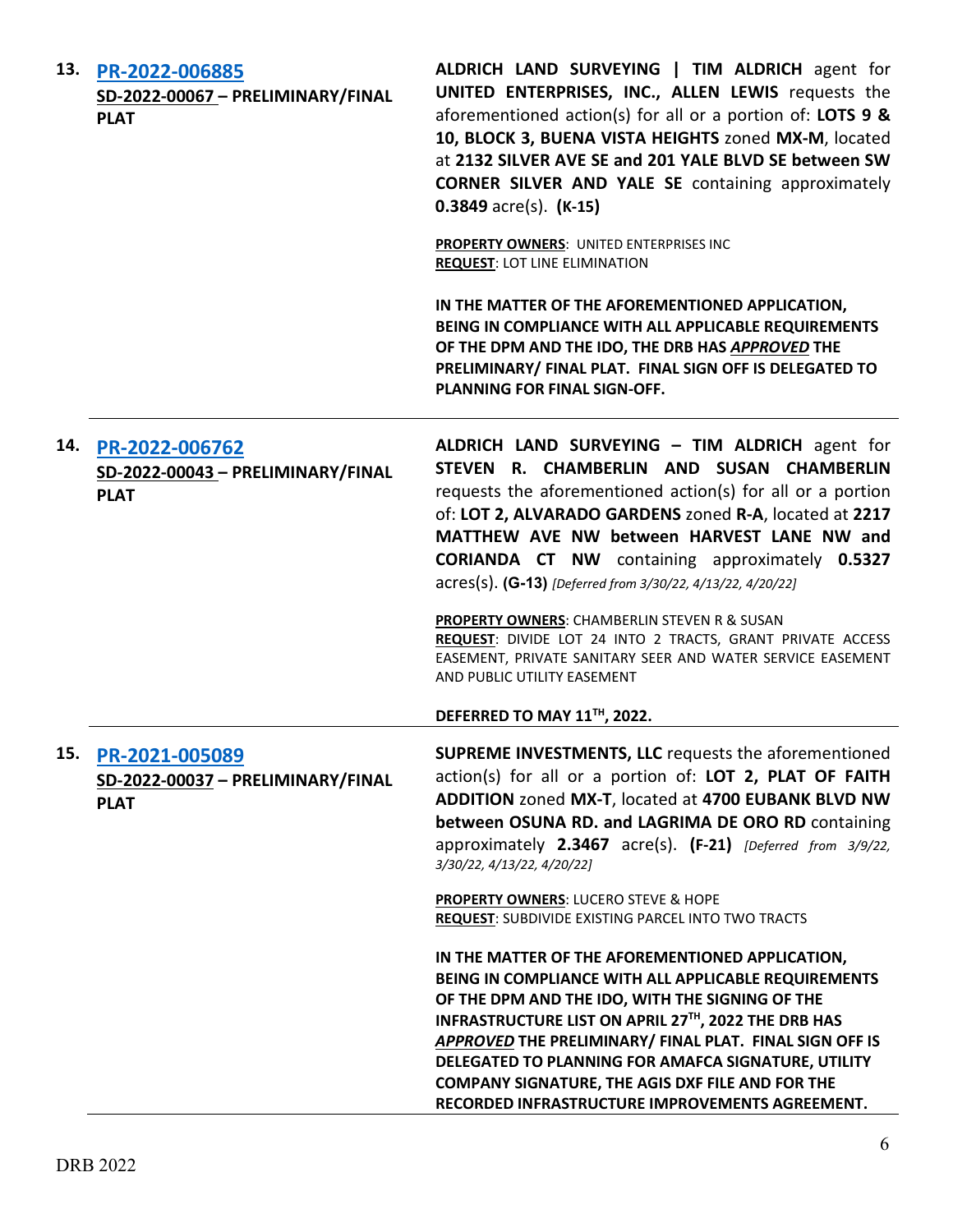**13. [PR-2022-006885](PR-2022-006885)**
**SD-2022-00067 – PRELIMINARY/FINAL PLAT**

**ALDRICH LAND SURVEYING | TIM ALDRICH** agent for **UNITED ENTERPRISES, INC., ALLEN LEWIS** requests the aforementioned action(s) for all or a portion of: **LOTS 9 & 10, BLOCK 3, BUENA VISTA HEIGHTS** zoned **MX-M**, located at **2132 SILVER AVE SE and 201 YALE BLVD SE between SW CORNER SILVER AND YALE SE** containing approximately **0.3849** acre(s). **(K-15)**

**PROPERTY OWNERS**: UNITED ENTERPRISES INC
**REQUEST**: LOT LINE ELIMINATION

**IN THE MATTER OF THE AFOREMENTIONED APPLICATION, BEING IN COMPLIANCE WITH ALL APPLICABLE REQUIREMENTS OF THE DPM AND THE IDO, THE DRB HAS *APPROVED* THE PRELIMINARY/ FINAL PLAT. FINAL SIGN OFF IS DELEGATED TO PLANNING FOR FINAL SIGN-OFF.**

---

**14. [PR-2022-006762](PR-2022-006762)**
**SD-2022-00043 – PRELIMINARY/FINAL PLAT**

**ALDRICH LAND SURVEYING – TIM ALDRICH** agent for **STEVEN R. CHAMBERLIN AND SUSAN CHAMBERLIN** requests the aforementioned action(s) for all or a portion of: **LOT 2, ALVARADO GARDENS** zoned **R-A**, located at **2217 MATTHEW AVE NW between HARVEST LANE NW and CORIANDA CT NW** containing approximately **0.5327** acres(s). **(G-13)** *[Deferred from 3/30/22, 4/13/22, 4/20/22]*

**PROPERTY OWNERS**: CHAMBERLIN STEVEN R & SUSAN
**REQUEST**: DIVIDE LOT 24 INTO 2 TRACTS, GRANT PRIVATE ACCESS EASEMENT, PRIVATE SANITARY SEER AND WATER SERVICE EASEMENT AND PUBLIC UTILITY EASEMENT

**DEFERRED TO MAY 11TH, 2022.**

---

**15. [PR-2021-005089](PR-2021-005089)**
**SD-2022-00037 – PRELIMINARY/FINAL PLAT**

**SUPREME INVESTMENTS, LLC** requests the aforementioned action(s) for all or a portion of: **LOT 2, PLAT OF FAITH ADDITION** zoned **MX-T**, located at **4700 EUBANK BLVD NW between OSUNA RD. and LAGRIMA DE ORO RD** containing approximately **2.3467** acre(s). **(F-21)** *[Deferred from 3/9/22, 3/30/22, 4/13/22, 4/20/22]*

**PROPERTY OWNERS**: LUCERO STEVE & HOPE
**REQUEST**: SUBDIVIDE EXISTING PARCEL INTO TWO TRACTS

**IN THE MATTER OF THE AFOREMENTIONED APPLICATION, BEING IN COMPLIANCE WITH ALL APPLICABLE REQUIREMENTS OF THE DPM AND THE IDO, WITH THE SIGNING OF THE INFRASTRUCTURE LIST ON APRIL 27TH, 2022 THE DRB HAS *APPROVED* THE PRELIMINARY/ FINAL PLAT. FINAL SIGN OFF IS DELEGATED TO PLANNING FOR AMAFCA SIGNATURE, UTILITY COMPANY SIGNATURE, THE AGIS DXF FILE AND FOR THE RECORDED INFRASTRUCTURE IMPROVEMENTS AGREEMENT.**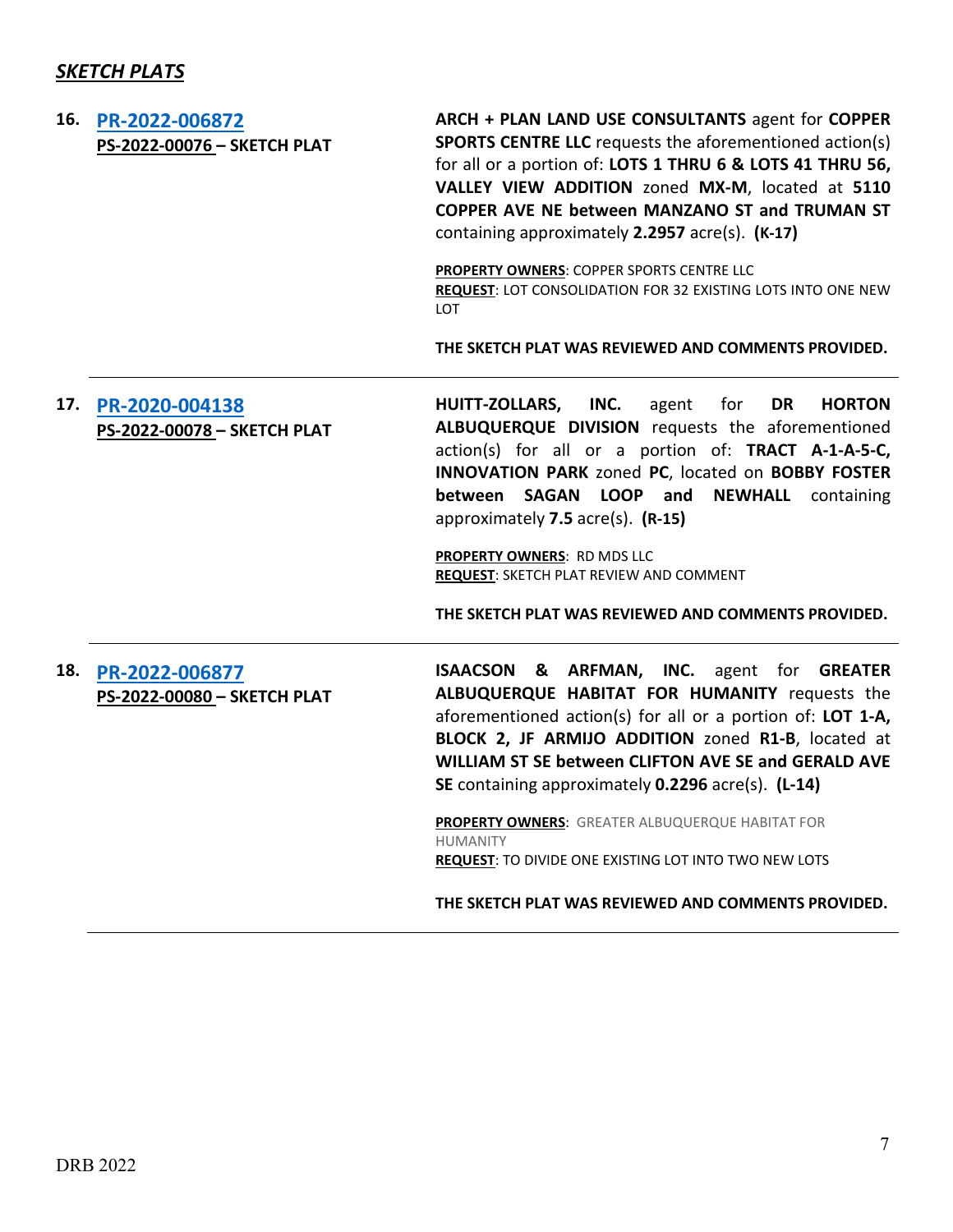## ***SKETCH PLATS***

**16. [PR-2022-006872](#)**
**PS-2022-00076 – SKETCH PLAT**

**ARCH + PLAN LAND USE CONSULTANTS** agent for **COPPER SPORTS CENTRE LLC** requests the aforementioned action(s) for all or a portion of: **LOTS 1 THRU 6 & LOTS 41 THRU 56, VALLEY VIEW ADDITION** zoned **MX-M**, located at **5110 COPPER AVE NE between MANZANO ST and TRUMAN ST** containing approximately **2.2957** acre(s). **(K-17)**

**PROPERTY OWNERS**: COPPER SPORTS CENTRE LLC
**REQUEST**: LOT CONSOLIDATION FOR 32 EXISTING LOTS INTO ONE NEW LOT

**THE SKETCH PLAT WAS REVIEWED AND COMMENTS PROVIDED.**

---

**17. [PR-2020-004138](#)**
**PS-2022-00078 – SKETCH PLAT**

**HUITT-ZOLLARS, INC.** agent for **DR HORTON ALBUQUERQUE DIVISION** requests the aforementioned action(s) for all or a portion of: **TRACT A-1-A-5-C, INNOVATION PARK** zoned **PC**, located on **BOBBY FOSTER between SAGAN LOOP and NEWHALL** containing approximately **7.5** acre(s). **(R-15)**

**PROPERTY OWNERS**: RD MDS LLC
**REQUEST**: SKETCH PLAT REVIEW AND COMMENT

**THE SKETCH PLAT WAS REVIEWED AND COMMENTS PROVIDED.**

---

**18. [PR-2022-006877](#)**
**PS-2022-00080 – SKETCH PLAT**

**ISAACSON & ARFMAN, INC.** agent for **GREATER ALBUQUERQUE HABITAT FOR HUMANITY** requests the aforementioned action(s) for all or a portion of: **LOT 1-A, BLOCK 2, JF ARMIJO ADDITION** zoned **R1-B**, located at **WILLIAM ST SE between CLIFTON AVE SE and GERALD AVE SE** containing approximately **0.2296** acre(s). **(L-14)**

**PROPERTY OWNERS**: GREATER ALBUQUERQUE HABITAT FOR HUMANITY
**REQUEST**: TO DIVIDE ONE EXISTING LOT INTO TWO NEW LOTS

**THE SKETCH PLAT WAS REVIEWED AND COMMENTS PROVIDED.**

---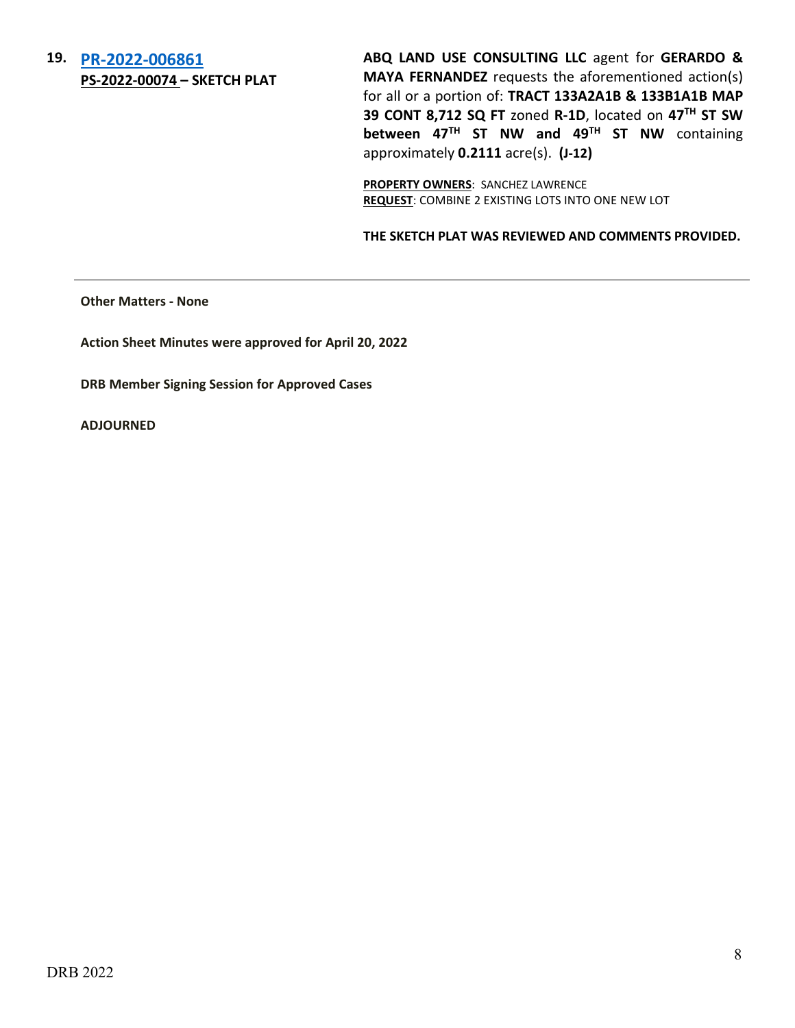**19.** **[PR-2022-006861](PR-2022-006861)**
**PS-2022-00074 – SKETCH PLAT**

**ABQ LAND USE CONSULTING LLC** agent for **GERARDO & MAYA FERNANDEZ** requests the aforementioned action(s) for all or a portion of: **TRACT 133A2A1B & 133B1A1B MAP 39 CONT 8,712 SQ FT** zoned **R-1D**, located on **47TH ST SW between 47TH ST NW and 49TH ST NW** containing approximately **0.2111** acre(s). **(J-12)**

**PROPERTY OWNERS**: SANCHEZ LAWRENCE
**REQUEST**: COMBINE 2 EXISTING LOTS INTO ONE NEW LOT

**THE SKETCH PLAT WAS REVIEWED AND COMMENTS PROVIDED.**

---

**Other Matters - None**

**Action Sheet Minutes were approved for April 20, 2022**

**DRB Member Signing Session for Approved Cases**

**ADJOURNED**